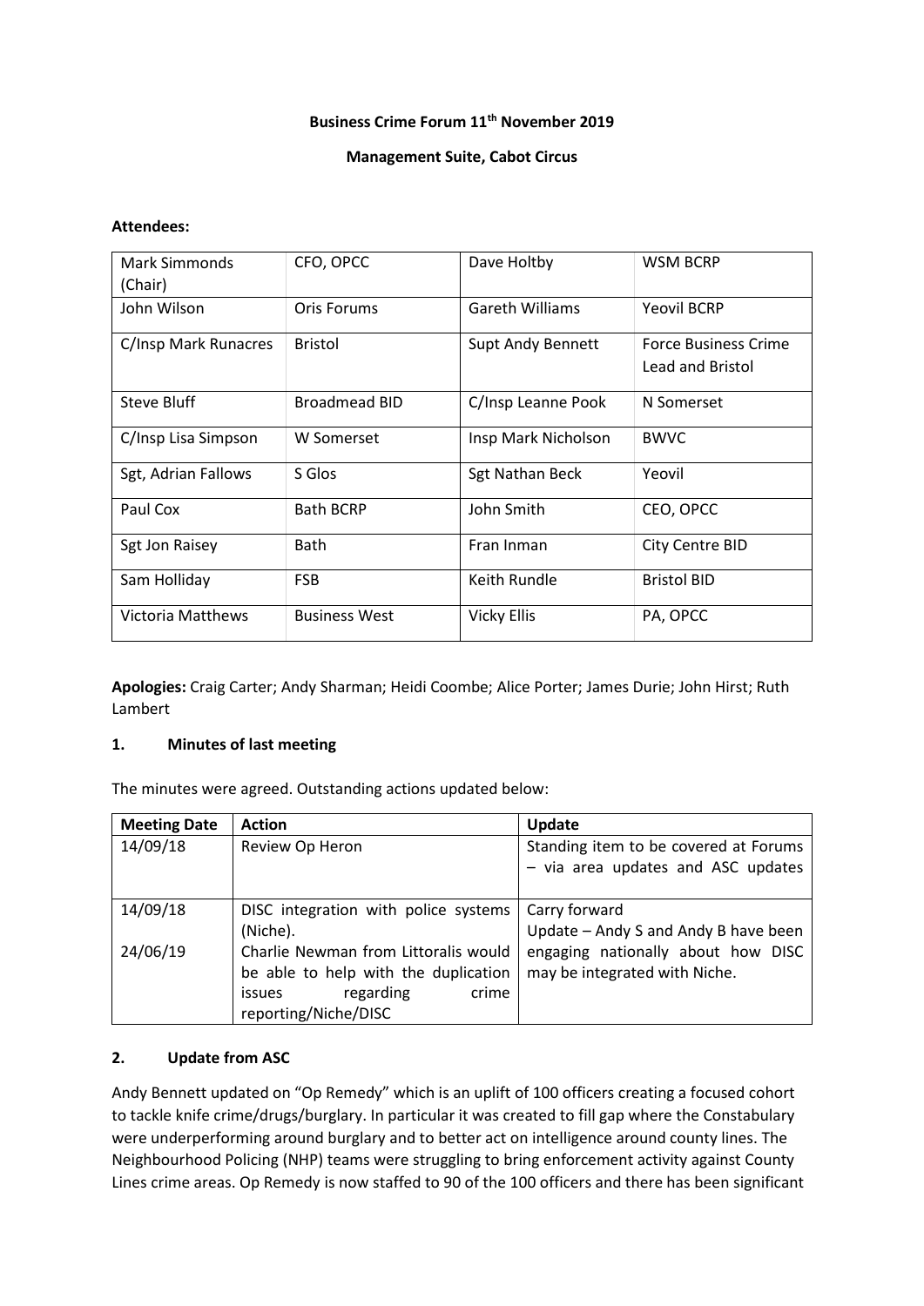**Business Crime Forum 11th November 2019**

**Management Suite, Cabot Circus**

**Attendees:**

| | | | |
|---|---|---|---|
| Mark Simmonds (Chair) | CFO, OPCC | Dave Holtby | WSM BCRP |
| John Wilson | Oris Forums | Gareth Williams | Yeovil BCRP |
| C/Insp Mark Runacres | Bristol | Supt Andy Bennett | Force Business Crime Lead and Bristol |
| Steve Bluff | Broadmead BID | C/Insp Leanne Pook | N Somerset |
| C/Insp Lisa Simpson | W Somerset | Insp Mark Nicholson | BWVC |
| Sgt, Adrian Fallows | S Glos | Sgt Nathan Beck | Yeovil |
| Paul Cox | Bath BCRP | John Smith | CEO, OPCC |
| Sgt Jon Raisey | Bath | Fran Inman | City Centre BID |
| Sam Holliday | FSB | Keith Rundle | Bristol BID |
| Victoria Matthews | Business West | Vicky Ellis | PA, OPCC |

**Apologies:** Craig Carter; Andy Sharman; Heidi Coombe; Alice Porter; James Durie; John Hirst; Ruth Lambert

## 1. Minutes of last meeting

The minutes were agreed. Outstanding actions updated below:

| Meeting Date | Action | Update |
|---|---|---|
| 14/09/18 | Review Op Heron | Standing item to be covered at Forums – via area updates and ASC updates |
| 14/09/18<br><br>24/06/19 | DISC integration with police systems (Niche).<br>Charlie Newman from Littoralis would be able to help with the duplication issues regarding crime reporting/Niche/DISC | Carry forward<br>Update – Andy S and Andy B have been engaging nationally about how DISC may be integrated with Niche. |

## 2. Update from ASC

Andy Bennett updated on "Op Remedy" which is an uplift of 100 officers creating a focused cohort to tackle knife crime/drugs/burglary. In particular it was created to fill gap where the Constabulary were underperforming around burglary and to better act on intelligence around county lines. The Neighbourhood Policing (NHP) teams were struggling to bring enforcement activity against County Lines crime areas. Op Remedy is now staffed to 90 of the 100 officers and there has been significant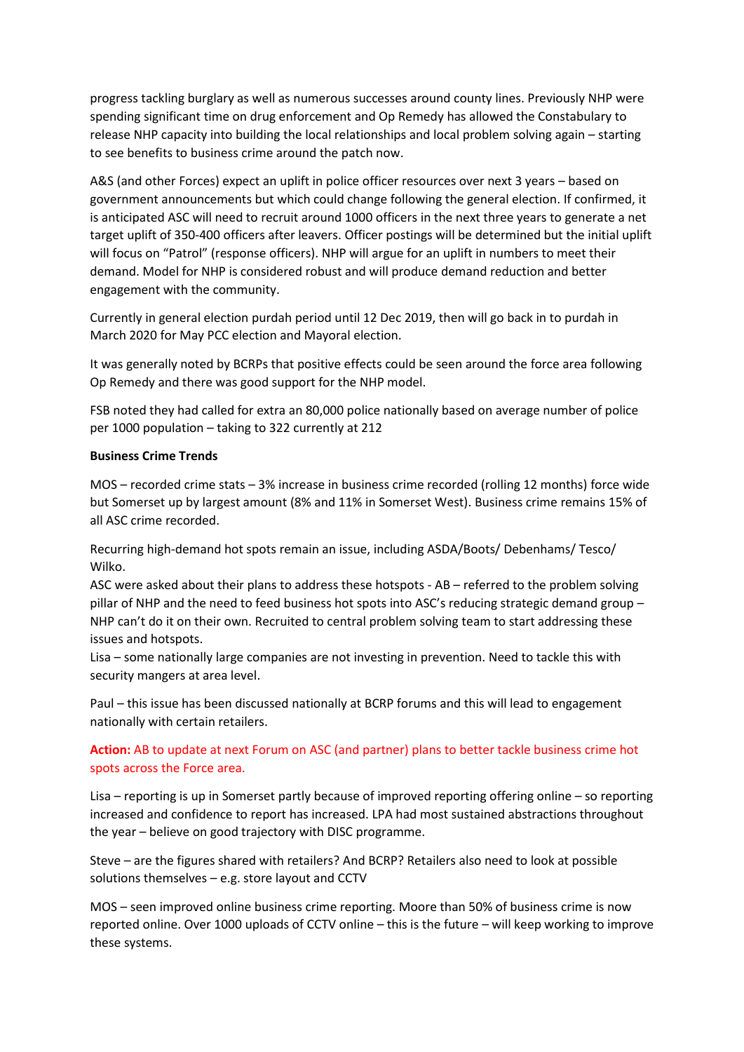progress tackling burglary as well as numerous successes around county lines. Previously NHP were spending significant time on drug enforcement and Op Remedy has allowed the Constabulary to release NHP capacity into building the local relationships and local problem solving again – starting to see benefits to business crime around the patch now.

A&S (and other Forces) expect an uplift in police officer resources over next 3 years – based on government announcements but which could change following the general election. If confirmed, it is anticipated ASC will need to recruit around 1000 officers in the next three years to generate a net target uplift of 350-400 officers after leavers. Officer postings will be determined but the initial uplift will focus on "Patrol" (response officers). NHP will argue for an uplift in numbers to meet their demand. Model for NHP is considered robust and will produce demand reduction and better engagement with the community.

Currently in general election purdah period until 12 Dec 2019, then will go back in to purdah in March 2020 for May PCC election and Mayoral election.

It was generally noted by BCRPs that positive effects could be seen around the force area following Op Remedy and there was good support for the NHP model.

FSB noted they had called for extra an 80,000 police nationally based on average number of police per 1000 population – taking to 322 currently at 212

**Business Crime Trends**

MOS – recorded crime stats – 3% increase in business crime recorded (rolling 12 months) force wide but Somerset up by largest amount (8% and 11% in Somerset West). Business crime remains 15% of all ASC crime recorded.

Recurring high-demand hot spots remain an issue, including ASDA/Boots/ Debenhams/ Tesco/ Wilko.
ASC were asked about their plans to address these hotspots - AB – referred to the problem solving pillar of NHP and the need to feed business hot spots into ASC's reducing strategic demand group – NHP can't do it on their own. Recruited to central problem solving team to start addressing these issues and hotspots.
Lisa – some nationally large companies are not investing in prevention. Need to tackle this with security mangers at area level.

Paul – this issue has been discussed nationally at BCRP forums and this will lead to engagement nationally with certain retailers.

**Action:** AB to update at next Forum on ASC (and partner) plans to better tackle business crime hot spots across the Force area.

Lisa – reporting is up in Somerset partly because of improved reporting offering online – so reporting increased and confidence to report has increased. LPA had most sustained abstractions throughout the year – believe on good trajectory with DISC programme.

Steve – are the figures shared with retailers? And BCRP? Retailers also need to look at possible solutions themselves – e.g. store layout and CCTV

MOS – seen improved online business crime reporting. Moore than 50% of business crime is now reported online. Over 1000 uploads of CCTV online – this is the future – will keep working to improve these systems.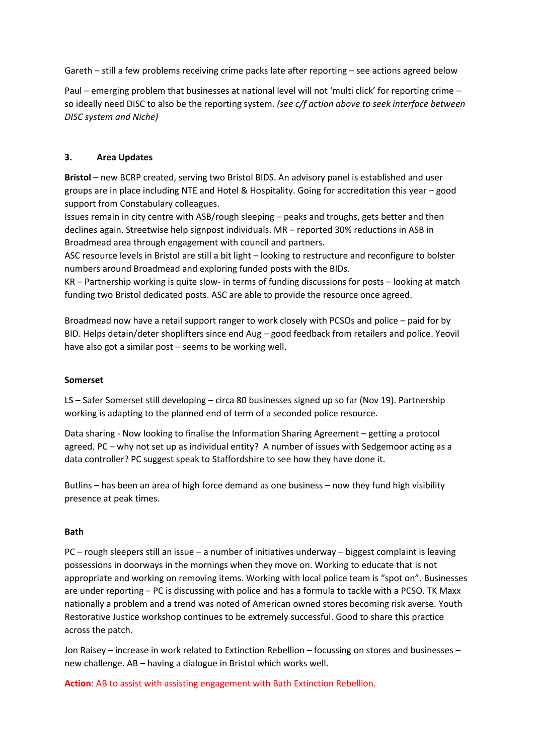Gareth – still a few problems receiving crime packs late after reporting – see actions agreed below

Paul – emerging problem that businesses at national level will not 'multi click' for reporting crime – so ideally need DISC to also be the reporting system. *(see c/f action above to seek interface between DISC system and Niche)*

### 3. Area Updates

**Bristol** – new BCRP created, serving two Bristol BIDS. An advisory panel is established and user groups are in place including NTE and Hotel & Hospitality. Going for accreditation this year – good support from Constabulary colleagues.
Issues remain in city centre with ASB/rough sleeping – peaks and troughs, gets better and then declines again. Streetwise help signpost individuals. MR – reported 30% reductions in ASB in Broadmead area through engagement with council and partners.
ASC resource levels in Bristol are still a bit light – looking to restructure and reconfigure to bolster numbers around Broadmead and exploring funded posts with the BIDs.
KR – Partnership working is quite slow- in terms of funding discussions for posts – looking at match funding two Bristol dedicated posts. ASC are able to provide the resource once agreed.

Broadmead now have a retail support ranger to work closely with PCSOs and police – paid for by BID. Helps detain/deter shoplifters since end Aug – good feedback from retailers and police. Yeovil have also got a similar post – seems to be working well.

**Somerset**

LS – Safer Somerset still developing – circa 80 businesses signed up so far (Nov 19). Partnership working is adapting to the planned end of term of a seconded police resource.

Data sharing - Now looking to finalise the Information Sharing Agreement – getting a protocol agreed. PC – why not set up as individual entity? A number of issues with Sedgemoor acting as a data controller? PC suggest speak to Staffordshire to see how they have done it.

Butlins – has been an area of high force demand as one business – now they fund high visibility presence at peak times.

**Bath**

PC – rough sleepers still an issue – a number of initiatives underway – biggest complaint is leaving possessions in doorways in the mornings when they move on. Working to educate that is not appropriate and working on removing items. Working with local police team is "spot on". Businesses are under reporting – PC is discussing with police and has a formula to tackle with a PCSO. TK Maxx nationally a problem and a trend was noted of American owned stores becoming risk averse. Youth Restorative Justice workshop continues to be extremely successful. Good to share this practice across the patch.

Jon Raisey – increase in work related to Extinction Rebellion – focussing on stores and businesses – new challenge. AB – having a dialogue in Bristol which works well.

**Action**: AB to assist with assisting engagement with Bath Extinction Rebellion.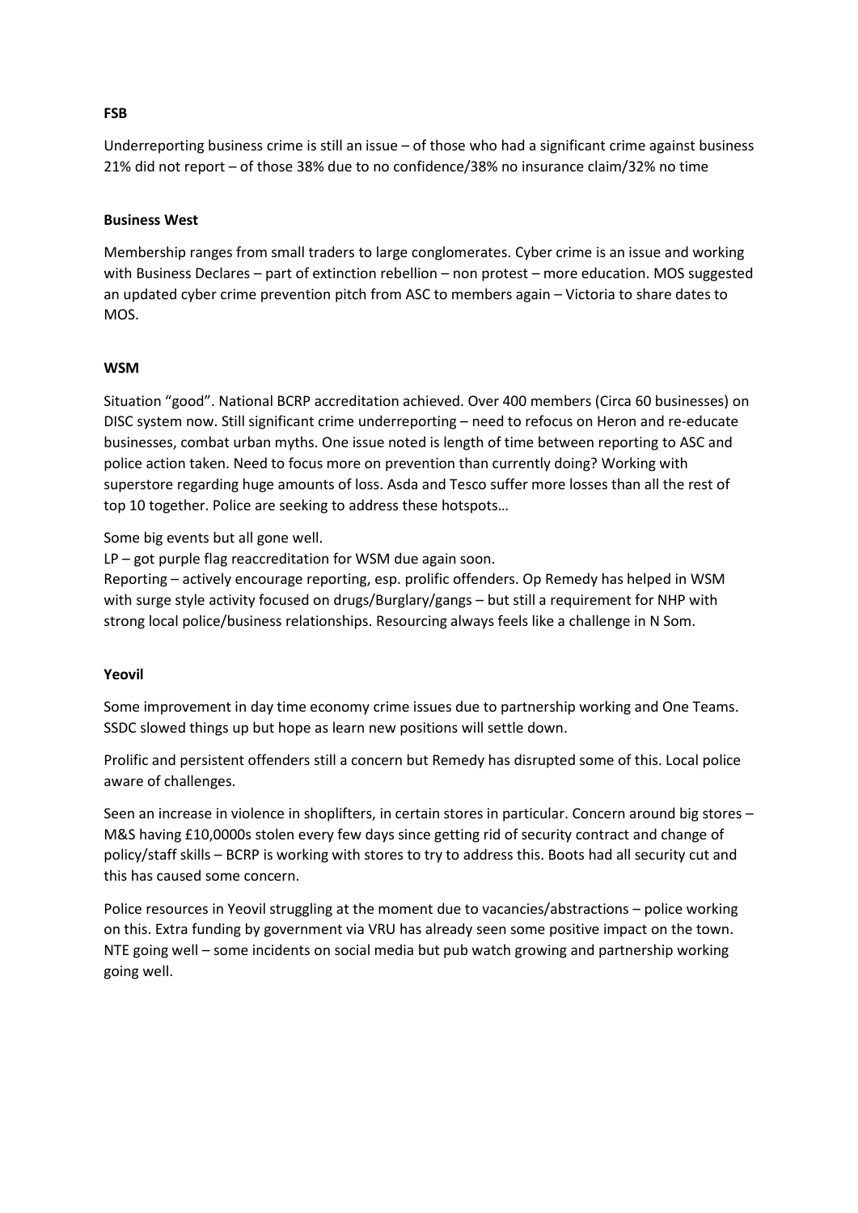**FSB**

Underreporting business crime is still an issue – of those who had a significant crime against business 21% did not report – of those 38% due to no confidence/38% no insurance claim/32% no time

**Business West**

Membership ranges from small traders to large conglomerates. Cyber crime is an issue and working with Business Declares – part of extinction rebellion – non protest – more education. MOS suggested an updated cyber crime prevention pitch from ASC to members again – Victoria to share dates to MOS.

**WSM**

Situation "good". National BCRP accreditation achieved. Over 400 members (Circa 60 businesses) on DISC system now. Still significant crime underreporting – need to refocus on Heron and re-educate businesses, combat urban myths. One issue noted is length of time between reporting to ASC and police action taken. Need to focus more on prevention than currently doing? Working with superstore regarding huge amounts of loss. Asda and Tesco suffer more losses than all the rest of top 10 together. Police are seeking to address these hotspots…

Some big events but all gone well.

LP – got purple flag reaccreditation for WSM due again soon.

Reporting – actively encourage reporting, esp. prolific offenders. Op Remedy has helped in WSM with surge style activity focused on drugs/Burglary/gangs – but still a requirement for NHP with strong local police/business relationships. Resourcing always feels like a challenge in N Som.

**Yeovil**

Some improvement in day time economy crime issues due to partnership working and One Teams. SSDC slowed things up but hope as learn new positions will settle down.

Prolific and persistent offenders still a concern but Remedy has disrupted some of this. Local police aware of challenges.

Seen an increase in violence in shoplifters, in certain stores in particular. Concern around big stores – M&S having £10,0000s stolen every few days since getting rid of security contract and change of policy/staff skills – BCRP is working with stores to try to address this. Boots had all security cut and this has caused some concern.

Police resources in Yeovil struggling at the moment due to vacancies/abstractions – police working on this. Extra funding by government via VRU has already seen some positive impact on the town. NTE going well – some incidents on social media but pub watch growing and partnership working going well.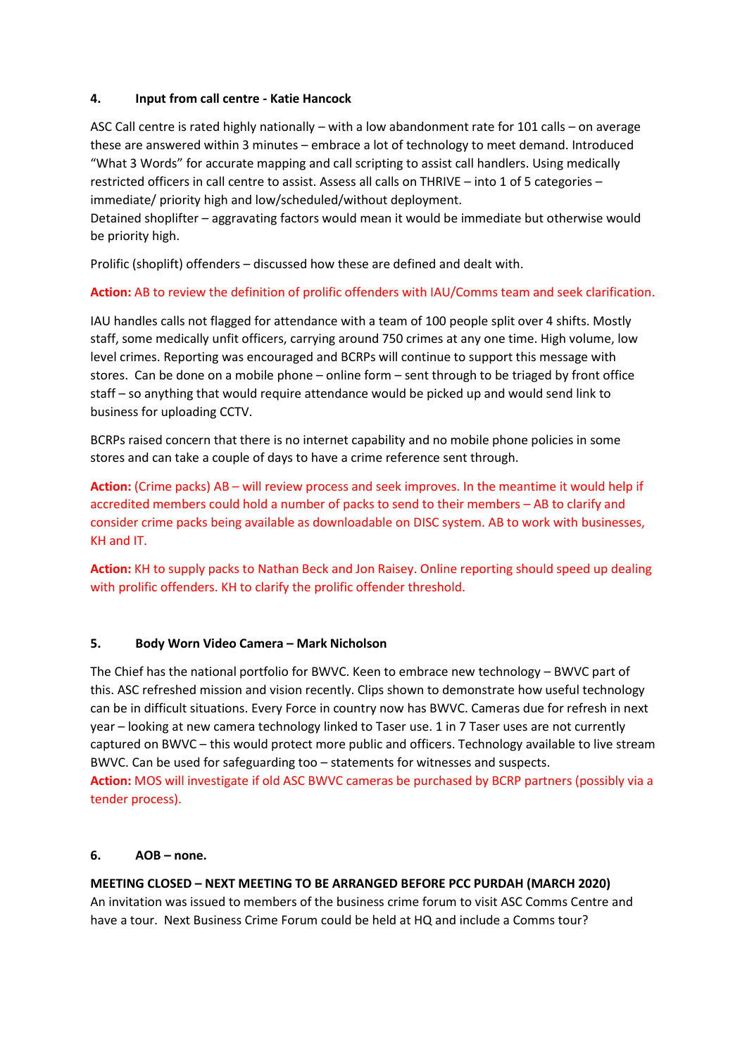### 4. Input from call centre - Katie Hancock

ASC Call centre is rated highly nationally – with a low abandonment rate for 101 calls – on average these are answered within 3 minutes – embrace a lot of technology to meet demand. Introduced "What 3 Words" for accurate mapping and call scripting to assist call handlers. Using medically restricted officers in call centre to assist. Assess all calls on THRIVE – into 1 of 5 categories – immediate/ priority high and low/scheduled/without deployment.
Detained shoplifter – aggravating factors would mean it would be immediate but otherwise would be priority high.

Prolific (shoplift) offenders – discussed how these are defined and dealt with.

**Action:** AB to review the definition of prolific offenders with IAU/Comms team and seek clarification.

IAU handles calls not flagged for attendance with a team of 100 people split over 4 shifts. Mostly staff, some medically unfit officers, carrying around 750 crimes at any one time. High volume, low level crimes. Reporting was encouraged and BCRPs will continue to support this message with stores. Can be done on a mobile phone – online form – sent through to be triaged by front office staff – so anything that would require attendance would be picked up and would send link to business for uploading CCTV.

BCRPs raised concern that there is no internet capability and no mobile phone policies in some stores and can take a couple of days to have a crime reference sent through.

**Action:** (Crime packs) AB – will review process and seek improves. In the meantime it would help if accredited members could hold a number of packs to send to their members – AB to clarify and consider crime packs being available as downloadable on DISC system. AB to work with businesses, KH and IT.

**Action:** KH to supply packs to Nathan Beck and Jon Raisey. Online reporting should speed up dealing with prolific offenders. KH to clarify the prolific offender threshold.

### 5. Body Worn Video Camera – Mark Nicholson

The Chief has the national portfolio for BWVC. Keen to embrace new technology – BWVC part of this. ASC refreshed mission and vision recently. Clips shown to demonstrate how useful technology can be in difficult situations. Every Force in country now has BWVC. Cameras due for refresh in next year – looking at new camera technology linked to Taser use. 1 in 7 Taser uses are not currently captured on BWVC – this would protect more public and officers. Technology available to live stream BWVC. Can be used for safeguarding too – statements for witnesses and suspects.
**Action:** MOS will investigate if old ASC BWVC cameras be purchased by BCRP partners (possibly via a tender process).

### 6. AOB – none.

**MEETING CLOSED – NEXT MEETING TO BE ARRANGED BEFORE PCC PURDAH (MARCH 2020)**
An invitation was issued to members of the business crime forum to visit ASC Comms Centre and have a tour. Next Business Crime Forum could be held at HQ and include a Comms tour?